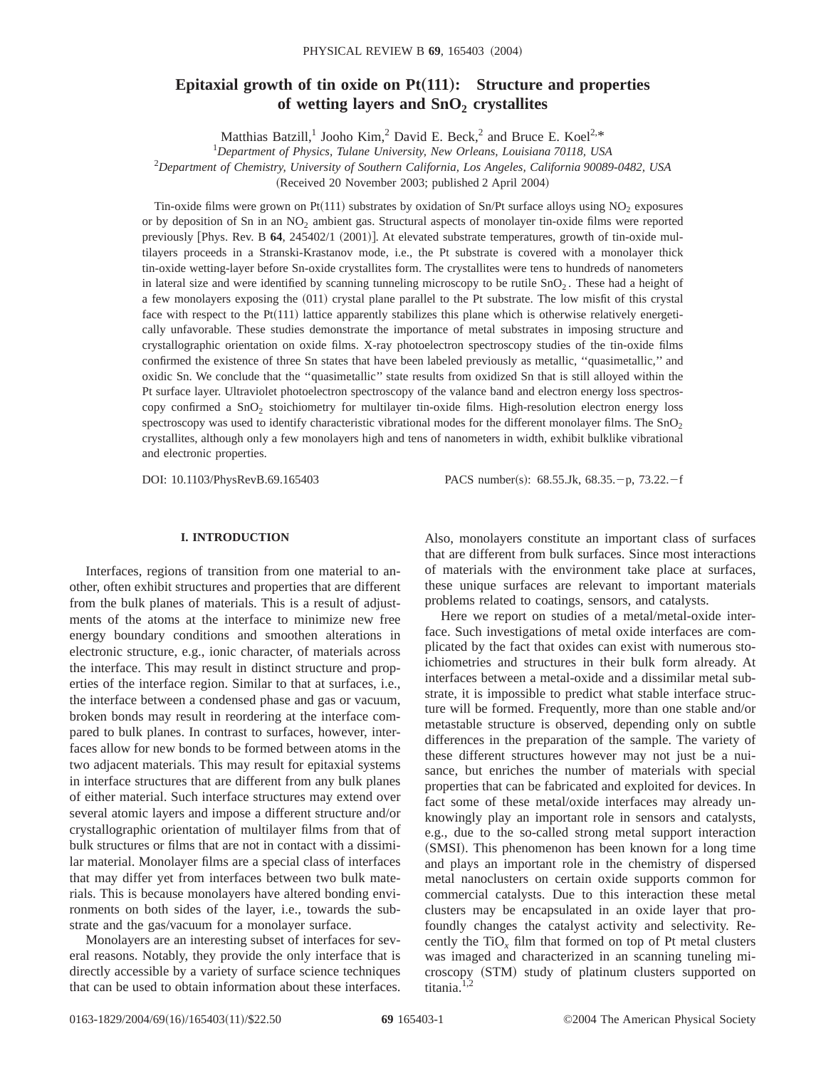# Epitaxial growth of tin oxide on Pt(111): Structure and properties of wetting layers and $SnO_2$ crystallites

Matthias Batzill,[1] Jooho Kim,[2] David E. Beck,[2] and Bruce E. Koel[2,*]

[1]*Department of Physics, Tulane University, New Orleans, Louisiana 70118, USA*

[2]*Department of Chemistry, University of Southern California, Los Angeles, California 90089-0482, USA*

(Received 20 November 2003; published 2 April 2004)

Tin-oxide films were grown on Pt(111) substrates by oxidation of Sn/Pt surface alloys using $NO_2$ exposures or by deposition of Sn in an $NO_2$ ambient gas. Structural aspects of monolayer tin-oxide films were reported previously [Phys. Rev. B **64**, 245402/1 (2001)]. At elevated substrate temperatures, growth of tin-oxide multilayers proceeds in a Stranski-Krastanov mode, i.e., the Pt substrate is covered with a monolayer thick tin-oxide wetting-layer before Sn-oxide crystallites form. The crystallites were tens to hundreds of nanometers in lateral size and were identified by scanning tunneling microscopy to be rutile $SnO_2$. These had a height of a few monolayers exposing the (011) crystal plane parallel to the Pt substrate. The low misfit of this crystal face with respect to the Pt(111) lattice apparently stabilizes this plane which is otherwise relatively energetically unfavorable. These studies demonstrate the importance of metal substrates in imposing structure and crystallographic orientation on oxide films. X-ray photoelectron spectroscopy studies of the tin-oxide films confirmed the existence of three Sn states that have been labeled previously as metallic, "quasimetallic," and oxidic Sn. We conclude that the "quasimetallic" state results from oxidized Sn that is still alloyed within the Pt surface layer. Ultraviolet photoelectron spectroscopy of the valance band and electron energy loss spectroscopy confirmed a $SnO_2$ stoichiometry for multilayer tin-oxide films. High-resolution electron energy loss spectroscopy was used to identify characteristic vibrational modes for the different monolayer films. The $SnO_2$ crystallites, although only a few monolayers high and tens of nanometers in width, exhibit bulklike vibrational and electronic properties.

DOI: 10.1103/PhysRevB.69.165403 PACS number(s): 68.55.Jk, 68.35.−p, 73.22.−f

## I. INTRODUCTION

Interfaces, regions of transition from one material to another, often exhibit structures and properties that are different from the bulk planes of materials. This is a result of adjustments of the atoms at the interface to minimize new free energy boundary conditions and smoothen alterations in electronic structure, e.g., ionic character, of materials across the interface. This may result in distinct structure and properties of the interface region. Similar to that at surfaces, i.e., the interface between a condensed phase and gas or vacuum, broken bonds may result in reordering at the interface compared to bulk planes. In contrast to surfaces, however, interfaces allow for new bonds to be formed between atoms in the two adjacent materials. This may result for epitaxial systems in interface structures that are different from any bulk planes of either material. Such interface structures may extend over several atomic layers and impose a different structure and/or crystallographic orientation of multilayer films from that of bulk structures or films that are not in contact with a dissimilar material. Monolayer films are a special class of interfaces that may differ yet from interfaces between two bulk materials. This is because monolayers have altered bonding environments on both sides of the layer, i.e., towards the substrate and the gas/vacuum for a monolayer surface.

Monolayers are an interesting subset of interfaces for several reasons. Notably, they provide the only interface that is directly accessible by a variety of surface science techniques that can be used to obtain information about these interfaces. Also, monolayers constitute an important class of surfaces that are different from bulk surfaces. Since most interactions of materials with the environment take place at surfaces, these unique surfaces are relevant to important materials problems related to coatings, sensors, and catalysts.

Here we report on studies of a metal/metal-oxide interface. Such investigations of metal oxide interfaces are complicated by the fact that oxides can exist with numerous stoichiometries and structures in their bulk form already. At interfaces between a metal-oxide and a dissimilar metal substrate, it is impossible to predict what stable interface structure will be formed. Frequently, more than one stable and/or metastable structure is observed, depending only on subtle differences in the preparation of the sample. The variety of these different structures however may not just be a nuisance, but enriches the number of materials with special properties that can be fabricated and exploited for devices. In fact some of these metal/oxide interfaces may already unknowingly play an important role in sensors and catalysts, e.g., due to the so-called strong metal support interaction (SMSI). This phenomenon has been known for a long time and plays an important role in the chemistry of dispersed metal nanoclusters on certain oxide supports common for commercial catalysts. Due to this interaction these metal clusters may be encapsulated in an oxide layer that profoundly changes the catalyst activity and selectivity. Recently the $TiO_x$ film that formed on top of Pt metal clusters was imaged and characterized in an scanning tuneling microscopy (STM) study of platinum clusters supported on titania.[1,2]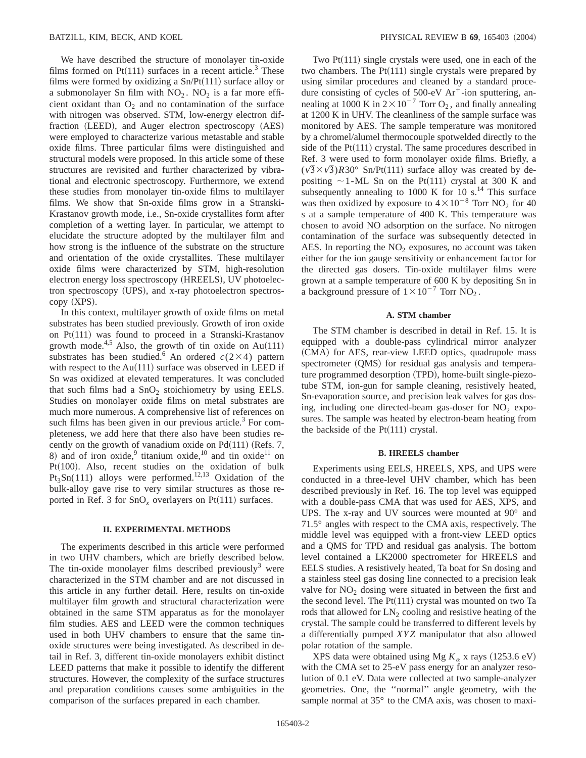We have described the structure of monolayer tin-oxide films formed on Pt(111) surfaces in a recent article.[3] These films were formed by oxidizing a Sn/Pt(111) surface alloy or a submonolayer Sn film with $NO_2$. $NO_2$ is a far more efficient oxidant than $O_2$ and no contamination of the surface with nitrogen was observed. STM, low-energy electron diffraction (LEED), and Auger electron spectroscopy (AES) were employed to characterize various metastable and stable oxide films. Three particular films were distinguished and structural models were proposed. In this article some of these structures are revisited and further characterized by vibrational and electronic spectroscopy. Furthermore, we extend these studies from monolayer tin-oxide films to multilayer films. We show that Sn-oxide films grow in a Stranski-Krastanov growth mode, i.e., Sn-oxide crystallites form after completion of a wetting layer. In particular, we attempt to elucidate the structure adopted by the multilayer film and how strong is the influence of the substrate on the structure and orientation of the oxide crystallites. These multilayer oxide films were characterized by STM, high-resolution electron energy loss spectroscopy (HREELS), UV photoelectron spectroscopy (UPS), and x-ray photoelectron spectroscopy (XPS).

In this context, multilayer growth of oxide films on metal substrates has been studied previously. Growth of iron oxide on Pt(111) was found to proceed in a Stranski-Krastanov growth mode.[4,5] Also, the growth of tin oxide on Au(111) substrates has been studied.[6] An ordered $c(2\times4)$ pattern with respect to the Au(111) surface was observed in LEED if Sn was oxidized at elevated temperatures. It was concluded that such films had a $SnO_2$ stoichiometry by using EELS. Studies on monolayer oxide films on metal substrates are much more numerous. A comprehensive list of references on such films has been given in our previous article.[3] For completeness, we add here that there also have been studies recently on the growth of vanadium oxide on Pd(111) (Refs. 7, 8) and of iron oxide,[9] titanium oxide,[10] and tin oxide[11] on Pt(100). Also, recent studies on the oxidation of bulk $Pt_3Sn(111)$ alloys were performed.[12,13] Oxidation of the bulk-alloy gave rise to very similar structures as those reported in Ref. 3 for $SnO_x$ overlayers on Pt(111) surfaces.

## II. EXPERIMENTAL METHODS

The experiments described in this article were performed in two UHV chambers, which are briefly described below. The tin-oxide monolayer films described previously[3] were characterized in the STM chamber and are not discussed in this article in any further detail. Here, results on tin-oxide multilayer film growth and structural characterization were obtained in the same STM apparatus as for the monolayer film studies. AES and LEED were the common techniques used in both UHV chambers to ensure that the same tin-oxide structures were being investigated. As described in detail in Ref. 3, different tin-oxide monolayers exhibit distinct LEED patterns that make it possible to identify the different structures. However, the complexity of the surface structures and preparation conditions causes some ambiguities in the comparison of the surfaces prepared in each chamber.

Two Pt(111) single crystals were used, one in each of the two chambers. The Pt(111) single crystals were prepared by using similar procedures and cleaned by a standard procedure consisting of cycles of 500-eV $Ar^+$-ion sputtering, annealing at 1000 K in $2\times10^{-7}$ Torr $O_2$, and finally annealing at 1200 K in UHV. The cleanliness of the sample surface was monitored by AES. The sample temperature was monitored by a chromel/alumel thermocouple spotwelded directly to the side of the Pt(111) crystal. The same procedures described in Ref. 3 were used to form monolayer oxide films. Briefly, a $(\sqrt{3}\times\sqrt{3})R30°$ Sn/Pt(111) surface alloy was created by depositing ~1-ML Sn on the Pt(111) crystal at 300 K and subsequently annealing to 1000 K for 10 s.[14] This surface was then oxidized by exposure to $4\times10^{-8}$ Torr $NO_2$ for 40 s at a sample temperature of 400 K. This temperature was chosen to avoid NO adsorption on the surface. No nitrogen contamination of the surface was subsequently detected in AES. In reporting the $NO_2$ exposures, no account was taken either for the ion gauge sensitivity or enhancement factor for the directed gas dosers. Tin-oxide multilayer films were grown at a sample temperature of 600 K by depositing Sn in a background pressure of $1\times10^{-7}$ Torr $NO_2$.

### A. STM chamber

The STM chamber is described in detail in Ref. 15. It is equipped with a double-pass cylindrical mirror analyzer (CMA) for AES, rear-view LEED optics, quadrupole mass spectrometer (QMS) for residual gas analysis and temperature programmed desorption (TPD), home-built single-piezotube STM, ion-gun for sample cleaning, resistively heated, Sn-evaporation source, and precision leak valves for gas dosing, including one directed-beam gas-doser for $NO_2$ exposures. The sample was heated by electron-beam heating from the backside of the Pt(111) crystal.

### B. HREELS chamber

Experiments using EELS, HREELS, XPS, and UPS were conducted in a three-level UHV chamber, which has been described previously in Ref. 16. The top level was equipped with a double-pass CMA that was used for AES, XPS, and UPS. The x-ray and UV sources were mounted at 90° and 71.5° angles with respect to the CMA axis, respectively. The middle level was equipped with a front-view LEED optics and a QMS for TPD and residual gas analysis. The bottom level contained a LK2000 spectrometer for HREELS and EELS studies. A resistively heated, Ta boat for Sn dosing and a stainless steel gas dosing line connected to a precision leak valve for $NO_2$ dosing were situated in between the first and the second level. The Pt(111) crystal was mounted on two Ta rods that allowed for $LN_2$ cooling and resistive heating of the crystal. The sample could be transferred to different levels by a differentially pumped *XYZ* manipulator that also allowed polar rotation of the sample.

XPS data were obtained using Mg $K_\alpha$ x rays (1253.6 eV) with the CMA set to 25-eV pass energy for an analyzer resolution of 0.1 eV. Data were collected at two sample-analyzer geometries. One, the "normal" angle geometry, with the sample normal at 35° to the CMA axis, was chosen to maxi-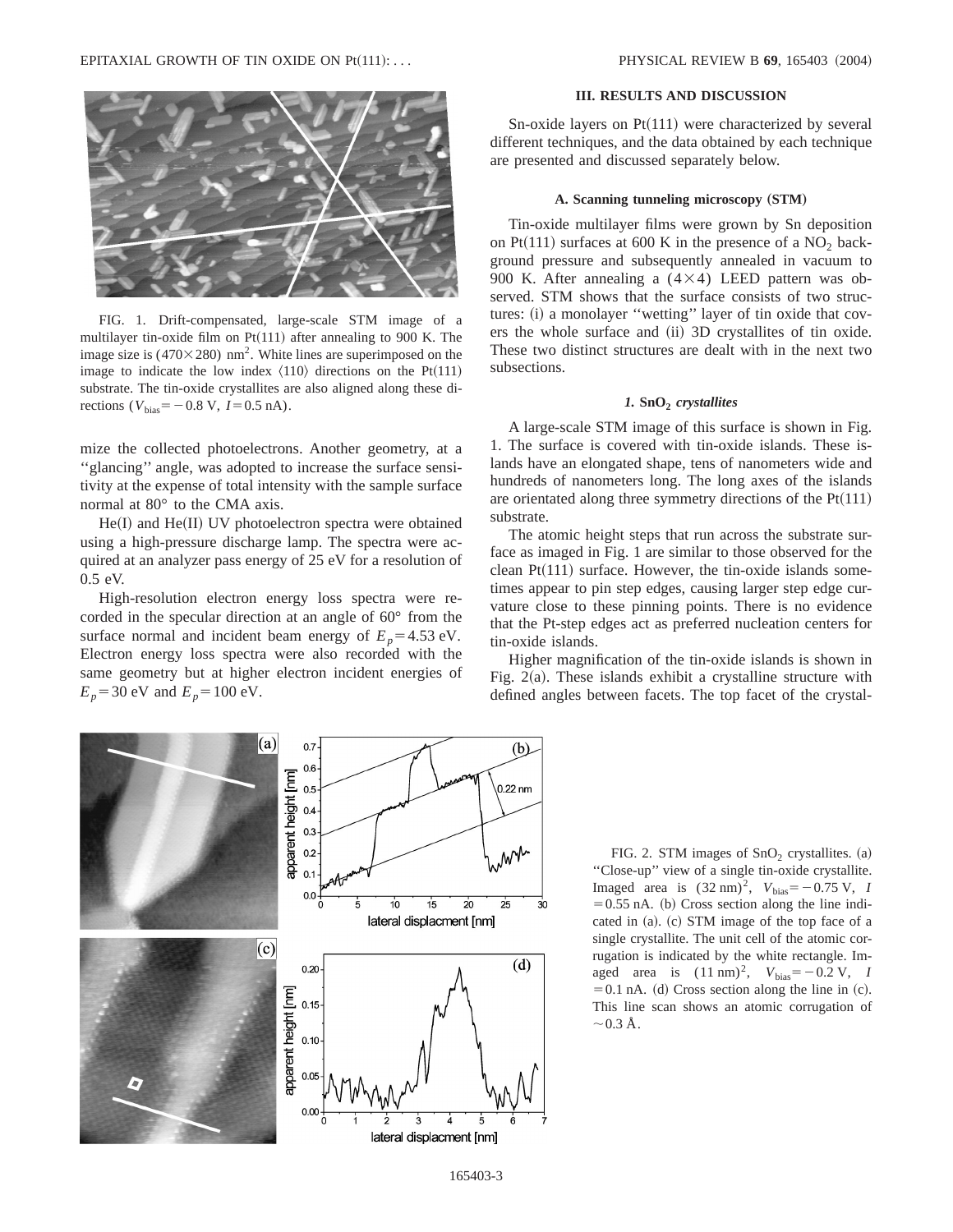FIG. 1. Drift-compensated, large-scale STM image of a multilayer tin-oxide film on Pt(111) after annealing to 900 K. The image size is $(470\times280)$ nm$^2$. White lines are superimposed on the image to indicate the low index $\langle 110\rangle$ directions on the Pt(111) substrate. The tin-oxide crystallites are also aligned along these directions ($V_{\text{bias}}=-0.8$ V, $I=0.5$ nA).

mize the collected photoelectrons. Another geometry, at a ''glancing'' angle, was adopted to increase the surface sensitivity at the expense of total intensity with the sample surface normal at 80° to the CMA axis.

He(I) and He(II) UV photoelectron spectra were obtained using a high-pressure discharge lamp. The spectra were acquired at an analyzer pass energy of 25 eV for a resolution of 0.5 eV.

High-resolution electron energy loss spectra were recorded in the specular direction at an angle of 60° from the surface normal and incident beam energy of $E_p=4.53$ eV. Electron energy loss spectra were also recorded with the same geometry but at higher electron incident energies of $E_p=30$ eV and $E_p=100$ eV.

## III. RESULTS AND DISCUSSION

Sn-oxide layers on Pt(111) were characterized by several different techniques, and the data obtained by each technique are presented and discussed separately below.

### A. Scanning tunneling microscopy (STM)

Tin-oxide multilayer films were grown by Sn deposition on Pt(111) surfaces at 600 K in the presence of a $NO_2$ background pressure and subsequently annealed in vacuum to 900 K. After annealing a $(4\times4)$ LEED pattern was observed. STM shows that the surface consists of two structures: (i) a monolayer ''wetting'' layer of tin oxide that covers the whole surface and (ii) 3D crystallites of tin oxide. These two distinct structures are dealt with in the next two subsections.

#### *1. $SnO_2$ crystallites*

A large-scale STM image of this surface is shown in Fig. 1. The surface is covered with tin-oxide islands. These islands have an elongated shape, tens of nanometers wide and hundreds of nanometers long. The long axes of the islands are orientated along three symmetry directions of the Pt(111) substrate.

The atomic height steps that run across the substrate surface as imaged in Fig. 1 are similar to those observed for the clean Pt(111) surface. However, the tin-oxide islands sometimes appear to pin step edges, causing larger step edge curvature close to these pinning points. There is no evidence that the Pt-step edges act as preferred nucleation centers for tin-oxide islands.

Higher magnification of the tin-oxide islands is shown in Fig. 2(a). These islands exhibit a crystalline structure with defined angles between facets. The top facet of the crystal-

FIG. 2. STM images of $SnO_2$ crystallites. (a) ''Close-up'' view of a single tin-oxide crystallite. Imaged area is $(32\text{ nm})^2$, $V_{\text{bias}}=-0.75$ V, $I=0.55$ nA. (b) Cross section along the line indicated in (a). (c) STM image of the top face of a single crystallite. The unit cell of the atomic corrugation is indicated by the white rectangle. Imaged area is $(11\text{ nm})^2$, $V_{\text{bias}}=-0.2$ V, $I=0.1$ nA. (d) Cross section along the line in (c). This line scan shows an atomic corrugation of $\sim0.3$ Å.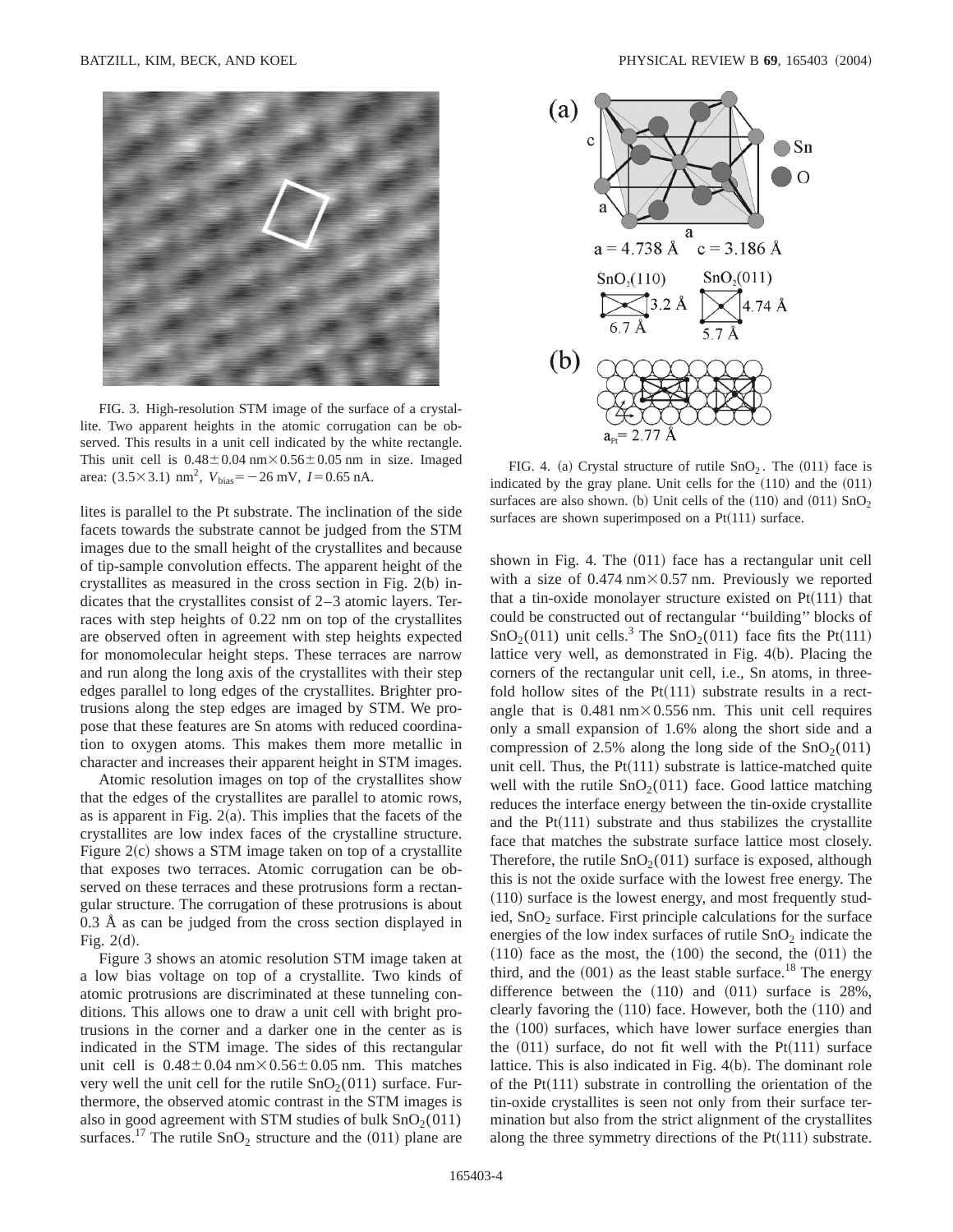FIG. 3. High-resolution STM image of the surface of a crystallite. Two apparent heights in the atomic corrugation can be observed. This results in a unit cell indicated by the white rectangle. This unit cell is $0.48\pm0.04$ nm$\times$$0.56\pm0.05$ nm in size. Imaged area: $(3.5\times3.1)$ nm$^2$, $V_{bias}=-26$ mV, $I=0.65$ nA.

lites is parallel to the Pt substrate. The inclination of the side facets towards the substrate cannot be judged from the STM images due to the small height of the crystallites and because of tip-sample convolution effects. The apparent height of the crystallites as measured in the cross section in Fig. 2(b) indicates that the crystallites consist of 2–3 atomic layers. Terraces with step heights of 0.22 nm on top of the crystallites are observed often in agreement with step heights expected for monomolecular height steps. These terraces are narrow and run along the long axis of the crystallites with their step edges parallel to long edges of the crystallites. Brighter protrusions along the step edges are imaged by STM. We propose that these features are Sn atoms with reduced coordination to oxygen atoms. This makes them more metallic in character and increases their apparent height in STM images.

Atomic resolution images on top of the crystallites show that the edges of the crystallites are parallel to atomic rows, as is apparent in Fig. 2(a). This implies that the facets of the crystallites are low index faces of the crystalline structure. Figure 2(c) shows a STM image taken on top of a crystallite that exposes two terraces. Atomic corrugation can be observed on these terraces and these protrusions form a rectangular structure. The corrugation of these protrusions is about 0.3 Å as can be judged from the cross section displayed in Fig. 2(d).

Figure 3 shows an atomic resolution STM image taken at a low bias voltage on top of a crystallite. Two kinds of atomic protrusions are discriminated at these tunneling conditions. This allows one to draw a unit cell with bright protrusions in the corner and a darker one in the center as is indicated in the STM image. The sides of this rectangular unit cell is $0.48\pm0.04$ nm$\times$$0.56\pm0.05$ nm. This matches very well the unit cell for the rutile $SnO_2(011)$ surface. Furthermore, the observed atomic contrast in the STM images is also in good agreement with STM studies of bulk $SnO_2(011)$ surfaces.[17] The rutile $SnO_2$ structure and the (011) plane are

FIG. 4. (a) Crystal structure of rutile $SnO_2$. The (011) face is indicated by the gray plane. Unit cells for the (110) and the (011) surfaces are also shown. (b) Unit cells of the (110) and (011) $SnO_2$ surfaces are shown superimposed on a Pt(111) surface.

shown in Fig. 4. The (011) face has a rectangular unit cell with a size of 0.474 nm$\times$0.57 nm. Previously we reported that a tin-oxide monolayer structure existed on Pt(111) that could be constructed out of rectangular "building" blocks of $SnO_2(011)$ unit cells.[3] The $SnO_2(011)$ face fits the Pt(111) lattice very well, as demonstrated in Fig. 4(b). Placing the corners of the rectangular unit cell, i.e., Sn atoms, in threefold hollow sites of the Pt(111) substrate results in a rectangle that is 0.481 nm$\times$0.556 nm. This unit cell requires only a small expansion of 1.6% along the short side and a compression of 2.5% along the long side of the $SnO_2(011)$ unit cell. Thus, the Pt(111) substrate is lattice-matched quite well with the rutile $SnO_2(011)$ face. Good lattice matching reduces the interface energy between the tin-oxide crystallite and the Pt(111) substrate and thus stabilizes the crystallite face that matches the substrate surface lattice most closely. Therefore, the rutile $SnO_2(011)$ surface is exposed, although this is not the oxide surface with the lowest free energy. The (110) surface is the lowest energy, and most frequently studied, $SnO_2$ surface. First principle calculations for the surface energies of the low index surfaces of rutile $SnO_2$ indicate the (110) face as the most, the (100) the second, the (011) the third, and the (001) as the least stable surface.[18] The energy difference between the (110) and (011) surface is 28%, clearly favoring the (110) face. However, both the (110) and the (100) surfaces, which have lower surface energies than the (011) surface, do not fit well with the Pt(111) surface lattice. This is also indicated in Fig. 4(b). The dominant role of the Pt(111) substrate in controlling the orientation of the tin-oxide crystallites is seen not only from their surface termination but also from the strict alignment of the crystallites along the three symmetry directions of the Pt(111) substrate.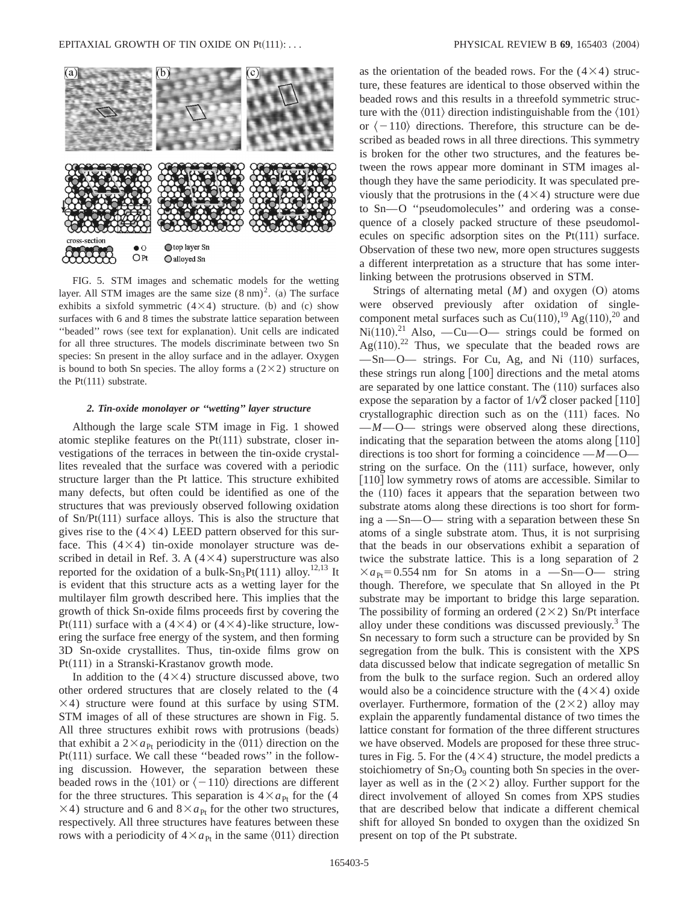FIG. 5. STM images and schematic models for the wetting layer. All STM images are the same size $(8\ \text{nm})^2$. (a) The surface exhibits a sixfold symmetric $(4\times4)$ structure. (b) and (c) show surfaces with 6 and 8 times the substrate lattice separation between "beaded" rows (see text for explanation). Unit cells are indicated for all three structures. The models discriminate between two Sn species: Sn present in the alloy surface and in the adlayer. Oxygen is bound to both Sn species. The alloy forms a $(2\times2)$ structure on the Pt(111) substrate.

#### 2. Tin-oxide monolayer or "wetting" layer structure

Although the large scale STM image in Fig. 1 showed atomic steplike features on the Pt(111) substrate, closer investigations of the terraces in between the tin-oxide crystallites revealed that the surface was covered with a periodic structure larger than the Pt lattice. This structure exhibited many defects, but often could be identified as one of the structures that was previously observed following oxidation of Sn/Pt(111) surface alloys. This is also the structure that gives rise to the $(4\times4)$ LEED pattern observed for this surface. This $(4\times4)$ tin-oxide monolayer structure was described in detail in Ref. 3. A $(4\times4)$ superstructure was also reported for the oxidation of a bulk-$Sn_3Pt$(111) alloy.[12,13] It is evident that this structure acts as a wetting layer for the multilayer film growth described here. This implies that the growth of thick Sn-oxide films proceeds first by covering the Pt(111) surface with a $(4\times4)$ or $(4\times4)$-like structure, lowering the surface free energy of the system, and then forming 3D Sn-oxide crystallites. Thus, tin-oxide films grow on Pt(111) in a Stranski-Krastanov growth mode.

In addition to the $(4\times4)$ structure discussed above, two other ordered structures that are closely related to the $(4\times4)$ structure were found at this surface by using STM. STM images of all of these structures are shown in Fig. 5. All three structures exhibit rows with protrusions (beads) that exhibit a $2\times a_{\text{Pt}}$ periodicity in the $\langle011\rangle$ direction on the Pt(111) surface. We call these "beaded rows" in the following discussion. However, the separation between these beaded rows in the $\langle101\rangle$ or $\langle-110\rangle$ directions are different for the three structures. This separation is $4\times a_{\text{Pt}}$ for the $(4\times4)$ structure and 6 and $8\times a_{\text{Pt}}$ for the other two structures, respectively. All three structures have features between these rows with a periodicity of $4\times a_{\text{Pt}}$ in the same $\langle011\rangle$ direction as the orientation of the beaded rows. For the $(4\times4)$ structure, these features are identical to those observed within the beaded rows and this results in a threefold symmetric structure with the $\langle011\rangle$ direction indistinguishable from the $\langle101\rangle$ or $\langle-110\rangle$ directions. Therefore, this structure can be described as beaded rows in all three directions. This symmetry is broken for the other two structures, and the features between the rows appear more dominant in STM images although they have the same periodicity. It was speculated previously that the protrusions in the $(4\times4)$ structure were due to Sn—O "pseudomolecules" and ordering was a consequence of a closely packed structure of these pseudomolecules on specific adsorption sites on the Pt(111) surface. Observation of these two new, more open structures suggests a different interpretation as a structure that has some interlinking between the protrusions observed in STM.

Strings of alternating metal ($M$) and oxygen (O) atoms were observed previously after oxidation of single-component metal surfaces such as Cu(110),[19] Ag(110),[20] and Ni(110).[21] Also, —Cu—O— strings could be formed on Ag(110).[22] Thus, we speculate that the beaded rows are —Sn—O— strings. For Cu, Ag, and Ni (110) surfaces, these strings run along [100] directions and the metal atoms are separated by one lattice constant. The (110) surfaces also expose the separation by a factor of $1/\sqrt{2}$ closer packed [110] crystallographic direction such as on the (111) faces. No —$M$—O— strings were observed along these directions, indicating that the separation between the atoms along [110] directions is too short for forming a coincidence —$M$—O— string on the surface. On the (111) surface, however, only [110] low symmetry rows of atoms are accessible. Similar to the (110) faces it appears that the separation between two substrate atoms along these directions is too short for forming a —Sn—O— string with a separation between these Sn atoms of a single substrate atom. Thus, it is not surprising that the beads in our observations exhibit a separation of twice the substrate lattice. This is a long separation of $2\times a_{\text{Pt}}=0.554$ nm for Sn atoms in a —Sn—O— string though. Therefore, we speculate that Sn alloyed in the Pt substrate may be important to bridge this large separation. The possibility of forming an ordered $(2\times2)$ Sn/Pt interface alloy under these conditions was discussed previously.[3] The Sn necessary to form such a structure can be provided by Sn segregation from the bulk. This is consistent with the XPS data discussed below that indicate segregation of metallic Sn from the bulk to the surface region. Such an ordered alloy would also be a coincidence structure with the $(4\times4)$ oxide overlayer. Furthermore, formation of the $(2\times2)$ alloy may explain the apparently fundamental distance of two times the lattice constant for formation of the three different structures we have observed. Models are proposed for these three structures in Fig. 5. For the $(4\times4)$ structure, the model predicts a stoichiometry of $Sn_7O_9$ counting both Sn species in the overlayer as well as in the $(2\times2)$ alloy. Further support for the direct involvement of alloyed Sn comes from XPS studies that are described below that indicate a different chemical shift for alloyed Sn bonded to oxygen than the oxidized Sn present on top of the Pt substrate.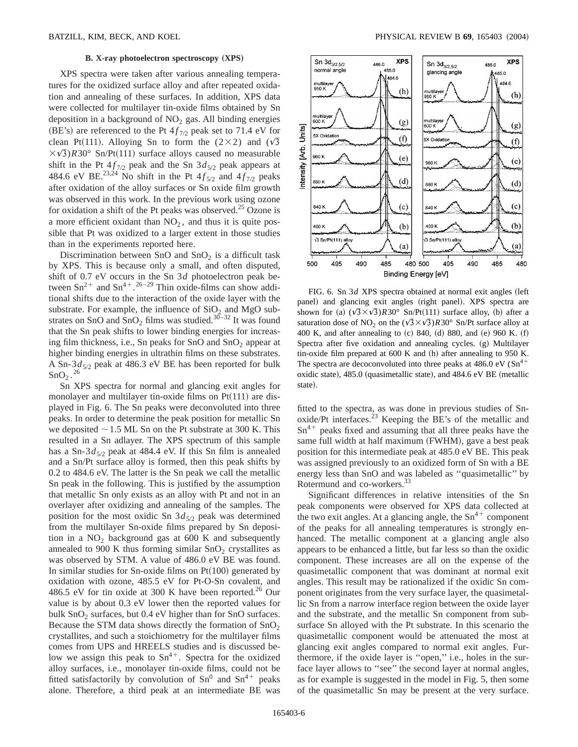### B. X-ray photoelectron spectroscopy (XPS)

XPS spectra were taken after various annealing temperatures for the oxidized surface alloy and after repeated oxidation and annealing of these surfaces. In addition, XPS data were collected for multilayer tin-oxide films obtained by Sn deposition in a background of $NO_2$ gas. All binding energies (BE's) are referenced to the Pt $4f_{7/2}$ peak set to 71.4 eV for clean Pt(111). Alloying Sn to form the $(2\times2)$ and $(\sqrt{3}\times\sqrt{3})R30°$ Sn/Pt(111) surface alloys caused no measurable shift in the Pt $4f_{7/2}$ peak and the Sn $3d_{5/2}$ peak appears at 484.6 eV BE.[23,24] No shift in the Pt $4f_{5/2}$ and $4f_{7/2}$ peaks after oxidation of the alloy surfaces or Sn oxide film growth was observed in this work. In the previous work using ozone for oxidation a shift of the Pt peaks was observed.[25] Ozone is a more efficient oxidant than $NO_2$, and thus it is quite possible that Pt was oxidized to a larger extent in those studies than in the experiments reported here.

Discrimination between SnO and $SnO_2$ is a difficult task by XPS. This is because only a small, and often disputed, shift of 0.7 eV occurs in the Sn $3d$ photoelectron peak between $Sn^{2+}$ and $Sn^{4+}$.[26–29] Thin oxide-films can show additional shifts due to the interaction of the oxide layer with the substrate. For example, the influence of $SiO_2$ and MgO substrates on SnO and $SnO_2$ films was studied.[30–32] It was found that the Sn peak shifts to lower binding energies for increasing film thickness, i.e., Sn peaks for SnO and $SnO_2$ appear at higher binding energies in ultrathin films on these substrates. A Sn-$3d_{5/2}$ peak at 486.3 eV BE has been reported for bulk $SnO_2$.[26]

Sn XPS spectra for normal and glancing exit angles for monolayer and multilayer tin-oxide films on Pt(111) are displayed in Fig. 6. The Sn peaks were deconvoluted into three peaks. In order to determine the peak position for metallic Sn we deposited ~1.5 ML Sn on the Pt substrate at 300 K. This resulted in a Sn adlayer. The XPS spectrum of this sample has a Sn-$3d_{5/2}$ peak at 484.4 eV. If this Sn film is annealed and a Sn/Pt surface alloy is formed, then this peak shifts by 0.2 to 484.6 eV. The latter is the Sn peak we call the metallic Sn peak in the following. This is justified by the assumption that metallic Sn only exists as an alloy with Pt and not in an overlayer after oxidizing and annealing of the samples. The position for the most oxidic Sn $3d_{5/2}$ peak was determined from the multilayer Sn-oxide films prepared by Sn deposition in a $NO_2$ background gas at 600 K and subsequently annealed to 900 K thus forming similar $SnO_2$ crystallites as was observed by STM. A value of 486.0 eV BE was found. In similar studies for Sn-oxide films on Pt(100) generated by oxidation with ozone, 485.5 eV for Pt-O-Sn covalent, and 486.5 eV for tin oxide at 300 K have been reported.[26] Our value is by about 0.3 eV lower then the reported values for bulk $SnO_2$ surfaces, but 0.4 eV higher than for SnO surfaces. Because the STM data shows directly the formation of $SnO_2$ crystallites, and such a stoichiometry for the multilayer films comes from UPS and HREELS studies and is discussed below we assign this peak to $Sn^{4+}$. Spectra for the oxidized alloy surfaces, i.e., monolayer tin-oxide films, could not be fitted satisfactorily by convolution of $Sn^0$ and $Sn^{4+}$ peaks alone. Therefore, a third peak at an intermediate BE was fitted to the spectra, as was done in previous studies of Sn-oxide/Pt interfaces.[23] Keeping the BE's of the metallic and $Sn^{4+}$ peaks fixed and assuming that all three peaks have the same full width at half maximum (FWHM), gave a best peak position for this intermediate peak at 485.0 eV BE. This peak was assigned previously to an oxidized form of Sn with a BE energy less than SnO and was labeled as "quasimetallic" by Rotermund and co-workers.[33]

FIG. 6. Sn $3d$ XPS spectra obtained at normal exit angles (left panel) and glancing exit angles (right panel). XPS spectra are shown for (a) $(\sqrt{3}\times\sqrt{3})R30°$ Sn/Pt(111) surface alloy, (b) after a saturation dose of $NO_2$ on the $(\sqrt{3}\times\sqrt{3})R30°$ Sn/Pt surface alloy at 400 K, and after annealing to (c) 840, (d) 880, and (e) 960 K. (f) Spectra after five oxidation and annealing cycles. (g) Multilayer tin-oxide film prepared at 600 K and (h) after annealing to 950 K. The spectra are decoconvoluted into three peaks at 486.0 eV ($Sn^{4+}$ oxidic state), 485.0 (quasimetallic state), and 484.6 eV BE (metallic state).

Significant differences in relative intensities of the Sn peak components were observed for XPS data collected at the two exit angles. At a glancing angle, the $Sn^{4+}$ component of the peaks for all annealing temperatures is strongly enhanced. The metallic component at a glancing angle also appears to be enhanced a little, but far less so than the oxidic component. These increases are all on the expense of the quasimetallic component that was dominant at normal exit angles. This result may be rationalized if the oxidic Sn component originates from the very surface layer, the quasimetallic Sn from a narrow interface region between the oxide layer and the substrate, and the metallic Sn component from subsurface Sn alloyed with the Pt substrate. In this scenario the quasimetallic component would be attenuated the most at glancing exit angles compared to normal exit angles. Furthermore, if the oxide layer is "open," i.e., holes in the surface layer allows to "see" the second layer at normal angles, as for example is suggested in the model in Fig. 5, then some of the quasimetallic Sn may be present at the very surface.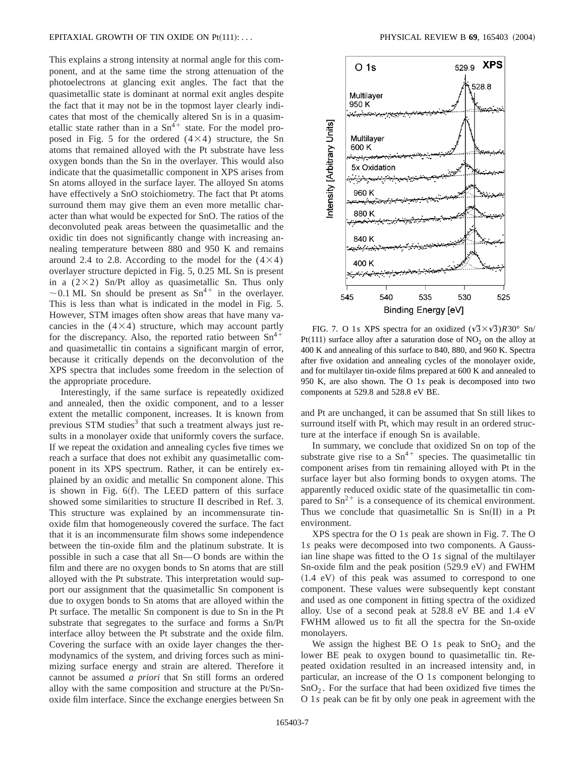This explains a strong intensity at normal angle for this component, and at the same time the strong attenuation of the photoelectrons at glancing exit angles. The fact that the quasimetallic state is dominant at normal exit angles despite the fact that it may not be in the topmost layer clearly indicates that most of the chemically altered Sn is in a quasimetallic state rather than in a $Sn^{4+}$ state. For the model proposed in Fig. 5 for the ordered $(4\times4)$ structure, the Sn atoms that remained alloyed with the Pt substrate have less oxygen bonds than the Sn in the overlayer. This would also indicate that the quasimetallic component in XPS arises from Sn atoms alloyed in the surface layer. The alloyed Sn atoms have effectively a SnO stoichiometry. The fact that Pt atoms surround them may give them an even more metallic character than what would be expected for SnO. The ratios of the deconvoluted peak areas between the quasimetallic and the oxidic tin does not significantly change with increasing annealing temperature between 880 and 950 K and remains around 2.4 to 2.8. According to the model for the $(4\times4)$ overlayer structure depicted in Fig. 5, 0.25 ML Sn is present in a $(2\times2)$ Sn/Pt alloy as quasimetallic Sn. Thus only $\sim$0.1 ML Sn should be present as $Sn^{4+}$ in the overlayer. This is less than what is indicated in the model in Fig. 5. However, STM images often show areas that have many vacancies in the $(4\times4)$ structure, which may account partly for the discrepancy. Also, the reported ratio between $Sn^{4+}$ and quasimetallic tin contains a significant margin of error, because it critically depends on the deconvolution of the XPS spectra that includes some freedom in the selection of the appropriate procedure.

Interestingly, if the same surface is repeatedly oxidized and annealed, then the oxidic component, and to a lesser extent the metallic component, increases. It is known from previous STM studies[3] that such a treatment always just results in a monolayer oxide that uniformly covers the surface. If we repeat the oxidation and annealing cycles five times we reach a surface that does not exhibit any quasimetallic component in its XPS spectrum. Rather, it can be entirely explained by an oxidic and metallic Sn component alone. This is shown in Fig. 6(f). The LEED pattern of this surface showed some similarities to structure II described in Ref. 3. This structure was explained by an incommensurate tin-oxide film that homogeneously covered the surface. The fact that it is an incommensurate film shows some independence between the tin-oxide film and the platinum substrate. It is possible in such a case that all Sn—O bonds are within the film and there are no oxygen bonds to Sn atoms that are still alloyed with the Pt substrate. This interpretation would support our assignment that the quasimetallic Sn component is due to oxygen bonds to Sn atoms that are alloyed within the Pt surface. The metallic Sn component is due to Sn in the Pt substrate that segregates to the surface and forms a Sn/Pt interface alloy between the Pt substrate and the oxide film. Covering the surface with an oxide layer changes the thermodynamics of the system, and driving forces such as minimizing surface energy and strain are altered. Therefore it cannot be assumed *a priori* that Sn still forms an ordered alloy with the same composition and structure at the Pt/Sn-oxide film interface. Since the exchange energies between Sn and Pt are unchanged, it can be assumed that Sn still likes to surround itself with Pt, which may result in an ordered structure at the interface if enough Sn is available.

In summary, we conclude that oxidized Sn on top of the substrate give rise to a $Sn^{4+}$ species. The quasimetallic tin component arises from tin remaining alloyed with Pt in the surface layer but also forming bonds to oxygen atoms. The apparently reduced oxidic state of the quasimetallic tin compared to $Sn^{2+}$ is a consequence of its chemical environment. Thus we conclude that quasimetallic Sn is Sn(II) in a Pt environment.

FIG. 7. O 1*s* XPS spectra for an oxidized $(\sqrt{3}\times\sqrt{3})R30°$ Sn/Pt(111) surface alloy after a saturation dose of $NO_2$ on the alloy at 400 K and annealing of this surface to 840, 880, and 960 K. Spectra after five oxidation and annealing cycles of the monolayer oxide, and for multilayer tin-oxide films prepared at 600 K and annealed to 950 K, are also shown. The O 1*s* peak is decomposed into two components at 529.8 and 528.8 eV BE.

XPS spectra for the O 1*s* peak are shown in Fig. 7. The O 1*s* peaks were decomposed into two components. A Gaussian line shape was fitted to the O 1*s* signal of the multilayer Sn-oxide film and the peak position (529.9 eV) and FWHM (1.4 eV) of this peak was assumed to correspond to one component. These values were subsequently kept constant and used as one component in fitting spectra of the oxidized alloy. Use of a second peak at 528.8 eV BE and 1.4 eV FWHM allowed us to fit all the spectra for the Sn-oxide monolayers.

We assign the highest BE O 1*s* peak to $SnO_2$ and the lower BE peak to oxygen bound to quasimetallic tin. Repeated oxidation resulted in an increased intensity and, in particular, an increase of the O 1*s* component belonging to $SnO_2$. For the surface that had been oxidized five times the O 1*s* peak can be fit by only one peak in agreement with the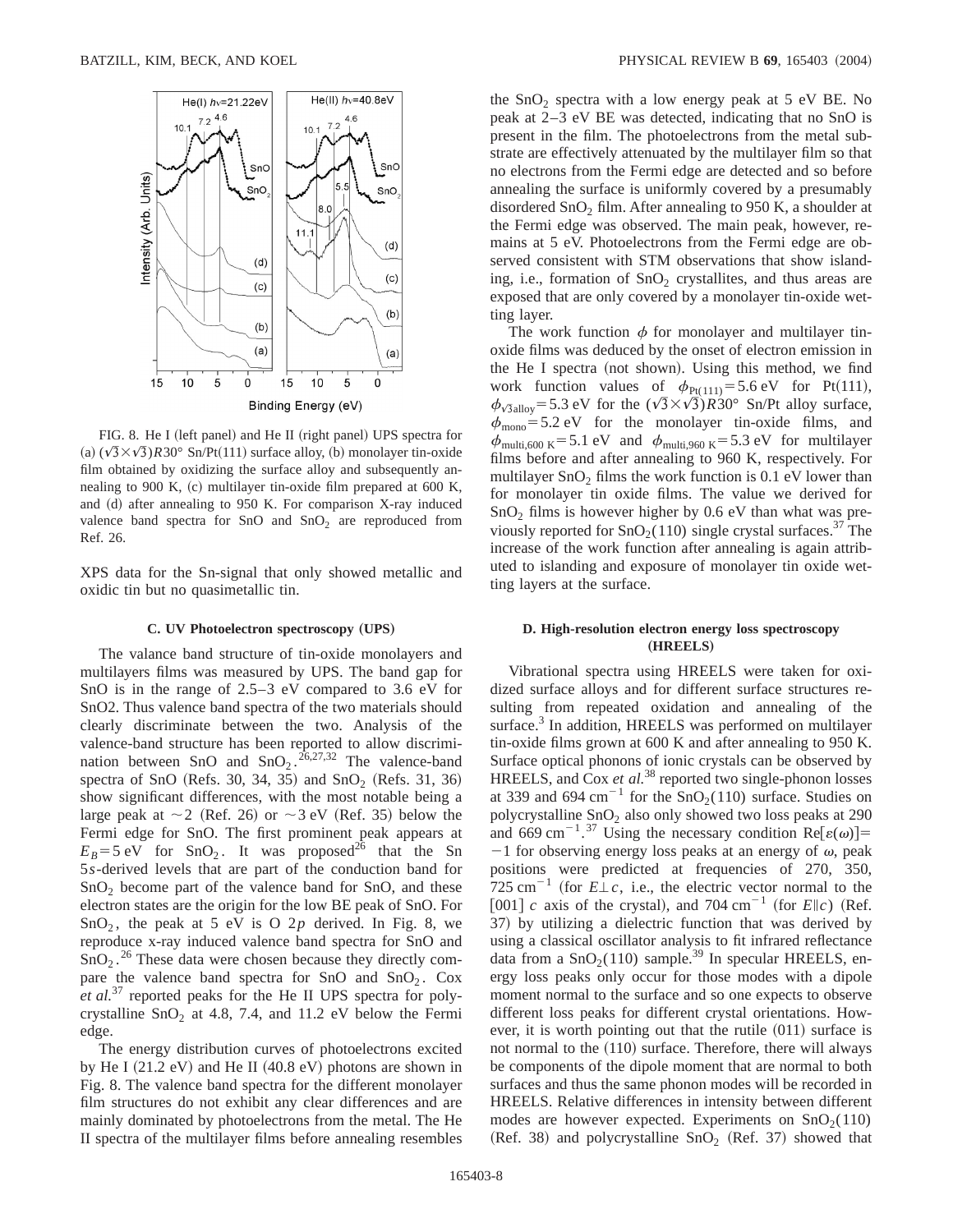FIG. 8. He I (left panel) and He II (right panel) UPS spectra for (a) $(\sqrt{3}\times\sqrt{3})R30°$ Sn/Pt(111) surface alloy, (b) monolayer tin-oxide film obtained by oxidizing the surface alloy and subsequently annealing to 900 K, (c) multilayer tin-oxide film prepared at 600 K, and (d) after annealing to 950 K. For comparison X-ray induced valence band spectra for SnO and $SnO_2$ are reproduced from Ref. 26.

XPS data for the Sn-signal that only showed metallic and oxidic tin but no quasimetallic tin.

### C. UV Photoelectron spectroscopy (UPS)

The valance band structure of tin-oxide monolayers and multilayers films was measured by UPS. The band gap for SnO is in the range of 2.5–3 eV compared to 3.6 eV for SnO2. Thus valence band spectra of the two materials should clearly discriminate between the two. Analysis of the valence-band structure has been reported to allow discrimination between SnO and $SnO_2$.[26,27,32] The valence-band spectra of SnO (Refs. 30, 34, 35) and $SnO_2$ (Refs. 31, 36) show significant differences, with the most notable being a large peak at $\sim$2 (Ref. 26) or $\sim$3 eV (Ref. 35) below the Fermi edge for SnO. The first prominent peak appears at $E_B = 5$ eV for $SnO_2$. It was proposed[26] that the Sn 5*s*-derived levels that are part of the conduction band for $SnO_2$ become part of the valence band for SnO, and these electron states are the origin for the low BE peak of SnO. For $SnO_2$, the peak at 5 eV is O 2*p* derived. In Fig. 8, we reproduce x-ray induced valence band spectra for SnO and $SnO_2$.[26] These data were chosen because they directly compare the valence band spectra for SnO and $SnO_2$. Cox *et al.*[37] reported peaks for the He II UPS spectra for polycrystalline $SnO_2$ at 4.8, 7.4, and 11.2 eV below the Fermi edge.

The energy distribution curves of photoelectrons excited by He I (21.2 eV) and He II (40.8 eV) photons are shown in Fig. 8. The valence band spectra for the different monolayer film structures do not exhibit any clear differences and are mainly dominated by photoelectrons from the metal. The He II spectra of the multilayer films before annealing resembles the $SnO_2$ spectra with a low energy peak at 5 eV BE. No peak at 2–3 eV BE was detected, indicating that no SnO is present in the film. The photoelectrons from the metal substrate are effectively attenuated by the multilayer film so that no electrons from the Fermi edge are detected and so before annealing the surface is uniformly covered by a presumably disordered $SnO_2$ film. After annealing to 950 K, a shoulder at the Fermi edge was observed. The main peak, however, remains at 5 eV. Photoelectrons from the Fermi edge are observed consistent with STM observations that show islanding, i.e., formation of $SnO_2$ crystallites, and thus areas are exposed that are only covered by a monolayer tin-oxide wetting layer.

The work function $\phi$ for monolayer and multilayer tin-oxide films was deduced by the onset of electron emission in the He I spectra (not shown). Using this method, we find work function values of $\phi_{Pt(111)} = 5.6$ eV for Pt(111), $\phi_{\sqrt{3}\text{alloy}} = 5.3$ eV for the $(\sqrt{3}\times\sqrt{3})R30°$ Sn/Pt alloy surface, $\phi_{\text{mono}} = 5.2$ eV for the monolayer tin-oxide films, and $\phi_{\text{multi,600 K}} = 5.1$ eV and $\phi_{\text{multi,960 K}} = 5.3$ eV for multilayer films before and after annealing to 960 K, respectively. For multilayer $SnO_2$ films the work function is 0.1 eV lower than for monolayer tin oxide films. The value we derived for $SnO_2$ films is however higher by 0.6 eV than what was previously reported for $SnO_2(110)$ single crystal surfaces.[37] The increase of the work function after annealing is again attributed to islanding and exposure of monolayer tin oxide wetting layers at the surface.

### D. High-resolution electron energy loss spectroscopy (HREELS)

Vibrational spectra using HREELS were taken for oxidized surface alloys and for different surface structures resulting from repeated oxidation and annealing of the surface.[3] In addition, HREELS was performed on multilayer tin-oxide films grown at 600 K and after annealing to 950 K. Surface optical phonons of ionic crystals can be observed by HREELS, and Cox *et al.*[38] reported two single-phonon losses at 339 and 694 $cm^{-1}$ for the $SnO_2(110)$ surface. Studies on polycrystalline $SnO_2$ also only showed two loss peaks at 290 and 669 $cm^{-1}$.[37] Using the necessary condition $\text{Re}[\varepsilon(\omega)] = -1$ for observing energy loss peaks at an energy of $\omega$, peak positions were predicted at frequencies of 270, 350, 725 $cm^{-1}$ (for $E\perp c$, i.e., the electric vector normal to the [001] *c* axis of the crystal), and 704 $cm^{-1}$ (for $E\parallel c$) (Ref. 37) by utilizing a dielectric function that was derived by using a classical oscillator analysis to fit infrared reflectance data from a $SnO_2(110)$ sample.[39] In specular HREELS, energy loss peaks only occur for those modes with a dipole moment normal to the surface and so one expects to observe different loss peaks for different crystal orientations. However, it is worth pointing out that the rutile (011) surface is not normal to the (110) surface. Therefore, there will always be components of the dipole moment that are normal to both surfaces and thus the same phonon modes will be recorded in HREELS. Relative differences in intensity between different modes are however expected. Experiments on $SnO_2(110)$ (Ref. 38) and polycrystalline $SnO_2$ (Ref. 37) showed that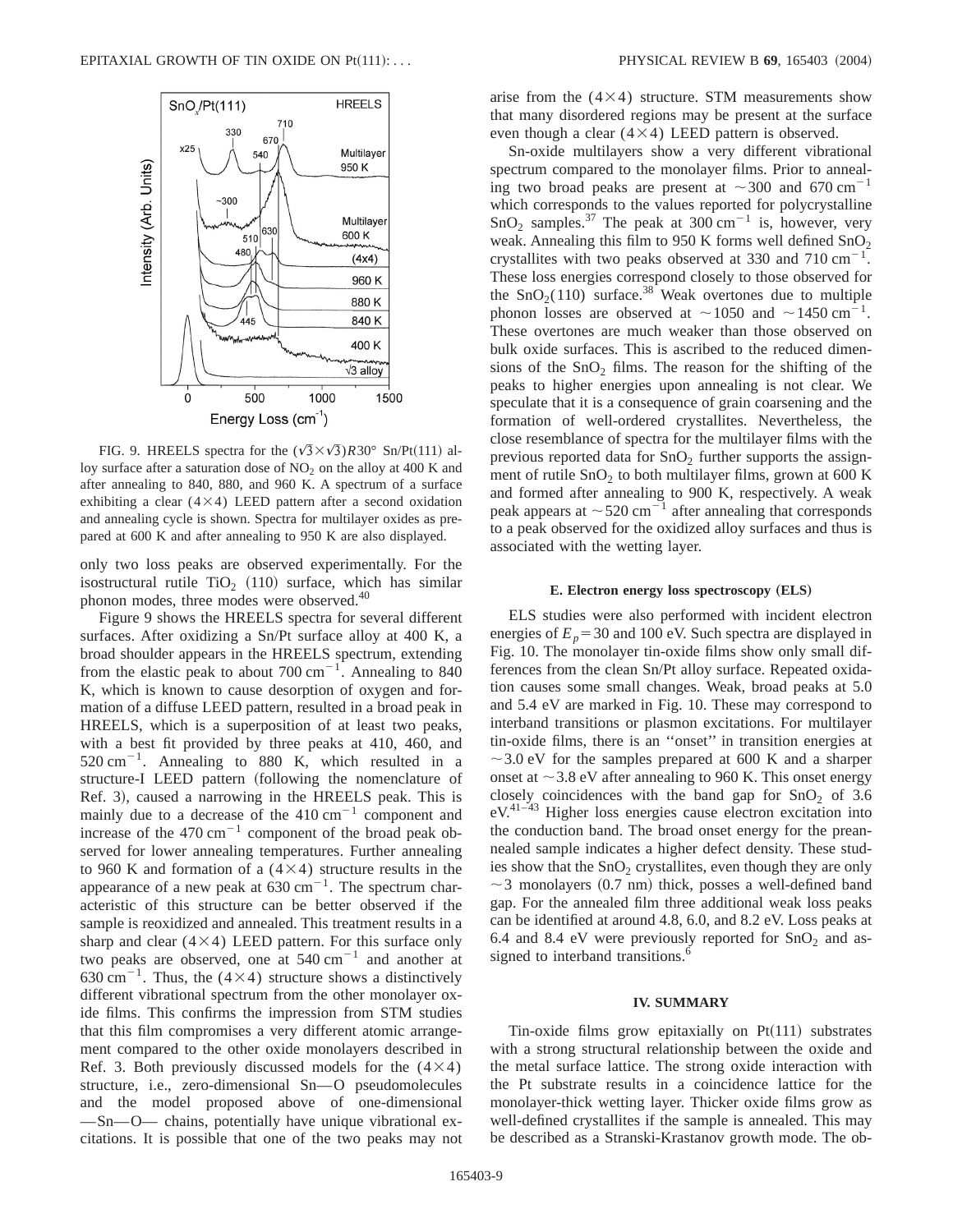FIG. 9. HREELS spectra for the $(\sqrt{3}\times\sqrt{3})R30°$ Sn/Pt(111) alloy surface after a saturation dose of $NO_2$ on the alloy at 400 K and after annealing to 840, 880, and 960 K. A spectrum of a surface exhibiting a clear $(4\times4)$ LEED pattern after a second oxidation and annealing cycle is shown. Spectra for multilayer oxides as prepared at 600 K and after annealing to 950 K are also displayed.

only two loss peaks are observed experimentally. For the isostructural rutile $TiO_2$ (110) surface, which has similar phonon modes, three modes were observed.[40]

Figure 9 shows the HREELS spectra for several different surfaces. After oxidizing a Sn/Pt surface alloy at 400 K, a broad shoulder appears in the HREELS spectrum, extending from the elastic peak to about 700 $cm^{-1}$. Annealing to 840 K, which is known to cause desorption of oxygen and formation of a diffuse LEED pattern, resulted in a broad peak in HREELS, which is a superposition of at least two peaks, with a best fit provided by three peaks at 410, 460, and 520 $cm^{-1}$. Annealing to 880 K, which resulted in a structure-I LEED pattern (following the nomenclature of Ref. 3), caused a narrowing in the HREELS peak. This is mainly due to a decrease of the 410 $cm^{-1}$ component and increase of the 470 $cm^{-1}$ component of the broad peak observed for lower annealing temperatures. Further annealing to 960 K and formation of a $(4\times4)$ structure results in the appearance of a new peak at 630 $cm^{-1}$. The spectrum characteristic of this structure can be better observed if the sample is reoxidized and annealed. This treatment results in a sharp and clear $(4\times4)$ LEED pattern. For this surface only two peaks are observed, one at 540 $cm^{-1}$ and another at 630 $cm^{-1}$. Thus, the $(4\times4)$ structure shows a distinctively different vibrational spectrum from the other monolayer oxide films. This confirms the impression from STM studies that this film compromises a very different atomic arrangement compared to the other oxide monolayers described in Ref. 3. Both previously discussed models for the $(4\times4)$ structure, i.e., zero-dimensional Sn—O pseudomolecules and the model proposed above of one-dimensional —Sn—O— chains, potentially have unique vibrational excitations. It is possible that one of the two peaks may not arise from the $(4\times4)$ structure. STM measurements show that many disordered regions may be present at the surface even though a clear $(4\times4)$ LEED pattern is observed.

Sn-oxide multilayers show a very different vibrational spectrum compared to the monolayer films. Prior to annealing two broad peaks are present at ~300 and 670 $cm^{-1}$ which corresponds to the values reported for polycrystalline $SnO_2$ samples.[37] The peak at 300 $cm^{-1}$ is, however, very weak. Annealing this film to 950 K forms well defined $SnO_2$ crystallites with two peaks observed at 330 and 710 $cm^{-1}$. These loss energies correspond closely to those observed for the $SnO_2$(110) surface.[38] Weak overtones due to multiple phonon losses are observed at ~1050 and ~1450 $cm^{-1}$. These overtones are much weaker than those observed on bulk oxide surfaces. This is ascribed to the reduced dimensions of the $SnO_2$ films. The reason for the shifting of the peaks to higher energies upon annealing is not clear. We speculate that it is a consequence of grain coarsening and the formation of well-ordered crystallites. Nevertheless, the close resemblance of spectra for the multilayer films with the previous reported data for $SnO_2$ further supports the assignment of rutile $SnO_2$ to both multilayer films, grown at 600 K and formed after annealing to 900 K, respectively. A weak peak appears at ~520 $cm^{-1}$ after annealing that corresponds to a peak observed for the oxidized alloy surfaces and thus is associated with the wetting layer.

### E. Electron energy loss spectroscopy (ELS)

ELS studies were also performed with incident electron energies of $E_p = 30$ and 100 eV. Such spectra are displayed in Fig. 10. The monolayer tin-oxide films show only small differences from the clean Sn/Pt alloy surface. Repeated oxidation causes some small changes. Weak, broad peaks at 5.0 and 5.4 eV are marked in Fig. 10. These may correspond to interband transitions or plasmon excitations. For multilayer tin-oxide films, there is an ''onset'' in transition energies at ~3.0 eV for the samples prepared at 600 K and a sharper onset at ~3.8 eV after annealing to 960 K. This onset energy closely coincidences with the band gap for $SnO_2$ of 3.6 eV.[41–43] Higher loss energies cause electron excitation into the conduction band. The broad onset energy for the preannealed sample indicates a higher defect density. These studies show that the $SnO_2$ crystallites, even though they are only ~3 monolayers (0.7 nm) thick, posses a well-defined band gap. For the annealed film three additional weak loss peaks can be identified at around 4.8, 6.0, and 8.2 eV. Loss peaks at 6.4 and 8.4 eV were previously reported for $SnO_2$ and assigned to interband transitions.[6]

## IV. SUMMARY

Tin-oxide films grow epitaxially on Pt(111) substrates with a strong structural relationship between the oxide and the metal surface lattice. The strong oxide interaction with the Pt substrate results in a coincidence lattice for the monolayer-thick wetting layer. Thicker oxide films grow as well-defined crystallites if the sample is annealed. This may be described as a Stranski-Krastanov growth mode. The ob-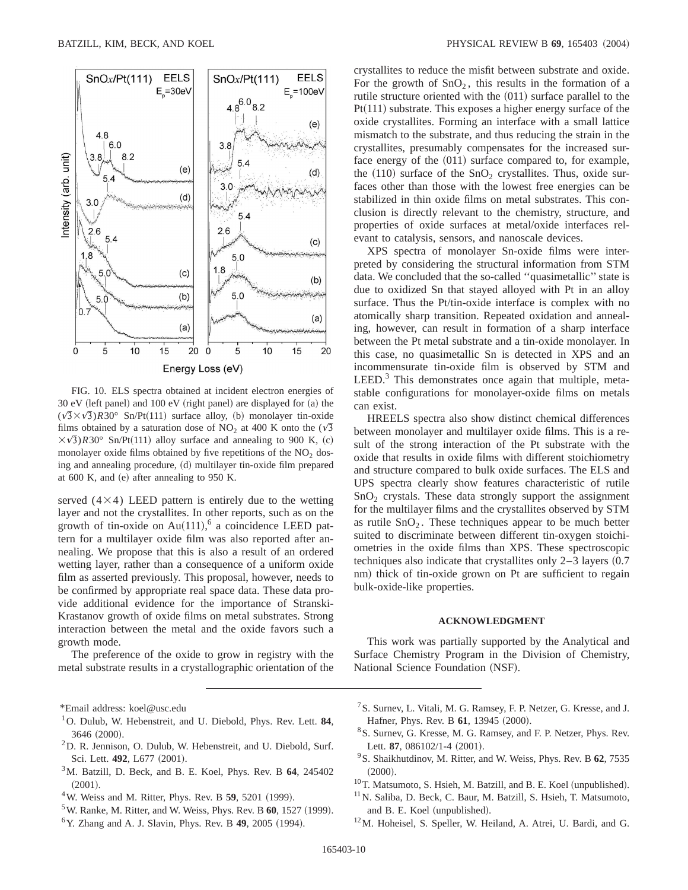FIG. 10. ELS spectra obtained at incident electron energies of 30 eV (left panel) and 100 eV (right panel) are displayed for (a) the $(\sqrt{3}\times\sqrt{3})R30°$ Sn/Pt(111) surface alloy, (b) monolayer tin-oxide films obtained by a saturation dose of $NO_2$ at 400 K onto the $(\sqrt{3}\times\sqrt{3})R30°$ Sn/Pt(111) alloy surface and annealing to 900 K, (c) monolayer oxide films obtained by five repetitions of the $NO_2$ dosing and annealing procedure, (d) multilayer tin-oxide film prepared at 600 K, and (e) after annealing to 950 K.

served $(4\times4)$ LEED pattern is entirely due to the wetting layer and not the crystallites. In other reports, such as on the growth of tin-oxide on Au(111),[6] a coincidence LEED pattern for a multilayer oxide film was also reported after annealing. We propose that this is also a result of an ordered wetting layer, rather than a consequence of a uniform oxide film as asserted previously. This proposal, however, needs to be confirmed by appropriate real space data. These data provide additional evidence for the importance of Stranski-Krastanov growth of oxide films on metal substrates. Strong interaction between the metal and the oxide favors such a growth mode.

The preference of the oxide to grow in registry with the metal substrate results in a crystallographic orientation of the crystallites to reduce the misfit between substrate and oxide. For the growth of $SnO_2$, this results in the formation of a rutile structure oriented with the (011) surface parallel to the Pt(111) substrate. This exposes a higher energy surface of the oxide crystallites. Forming an interface with a small lattice mismatch to the substrate, and thus reducing the strain in the crystallites, presumably compensates for the increased surface energy of the (011) surface compared to, for example, the (110) surface of the $SnO_2$ crystallites. Thus, oxide surfaces other than those with the lowest free energies can be stabilized in thin oxide films on metal substrates. This conclusion is directly relevant to the chemistry, structure, and properties of oxide surfaces at metal/oxide interfaces relevant to catalysis, sensors, and nanoscale devices.

XPS spectra of monolayer Sn-oxide films were interpreted by considering the structural information from STM data. We concluded that the so-called ''quasimetallic'' state is due to oxidized Sn that stayed alloyed with Pt in an alloy surface. Thus the Pt/tin-oxide interface is complex with no atomically sharp transition. Repeated oxidation and annealing, however, can result in formation of a sharp interface between the Pt metal substrate and a tin-oxide monolayer. In this case, no quasimetallic Sn is detected in XPS and an incommensurate tin-oxide film is observed by STM and LEED.[3] This demonstrates once again that multiple, metastable configurations for monolayer-oxide films on metals can exist.

HREELS spectra also show distinct chemical differences between monolayer and multilayer oxide films. This is a result of the strong interaction of the Pt substrate with the oxide that results in oxide films with different stoichiometry and structure compared to bulk oxide surfaces. The ELS and UPS spectra clearly show features characteristic of rutile $SnO_2$ crystals. These data strongly support the assignment for the multilayer films and the crystallites observed by STM as rutile $SnO_2$. These techniques appear to be much better suited to discriminate between different tin-oxygen stoichiometries in the oxide films than XPS. These spectroscopic techniques also indicate that crystallites only 2–3 layers (0.7 nm) thick of tin-oxide grown on Pt are sufficient to regain bulk-oxide-like properties.

## ACKNOWLEDGMENT

This work was partially supported by the Analytical and Surface Chemistry Program in the Division of Chemistry, National Science Foundation (NSF).

---

*Email address: koel@usc.edu

[1] O. Dulub, W. Hebenstreit, and U. Diebold, Phys. Rev. Lett. **84**, 3646 (2000).

[2] D. R. Jennison, O. Dulub, W. Hebenstreit, and U. Diebold, Surf. Sci. Lett. **492**, L677 (2001).

[3] M. Batzill, D. Beck, and B. E. Koel, Phys. Rev. B **64**, 245402 (2001).

[4] W. Weiss and M. Ritter, Phys. Rev. B **59**, 5201 (1999).

[5] W. Ranke, M. Ritter, and W. Weiss, Phys. Rev. B **60**, 1527 (1999).

[6] Y. Zhang and A. J. Slavin, Phys. Rev. B **49**, 2005 (1994).

[7] S. Surnev, L. Vitali, M. G. Ramsey, F. P. Netzer, G. Kresse, and J. Hafner, Phys. Rev. B **61**, 13945 (2000).

[8] S. Surnev, G. Kresse, M. G. Ramsey, and F. P. Netzer, Phys. Rev. Lett. **87**, 086102/1-4 (2001).

[9] S. Shaikhutdinov, M. Ritter, and W. Weiss, Phys. Rev. B **62**, 7535 (2000).

[10] T. Matsumoto, S. Hsieh, M. Batzill, and B. E. Koel (unpublished).

[11] N. Saliba, D. Beck, C. Baur, M. Batzill, S. Hsieh, T. Matsumoto, and B. E. Koel (unpublished).

[12] M. Hoheisel, S. Speller, W. Heiland, A. Atrei, U. Bardi, and G.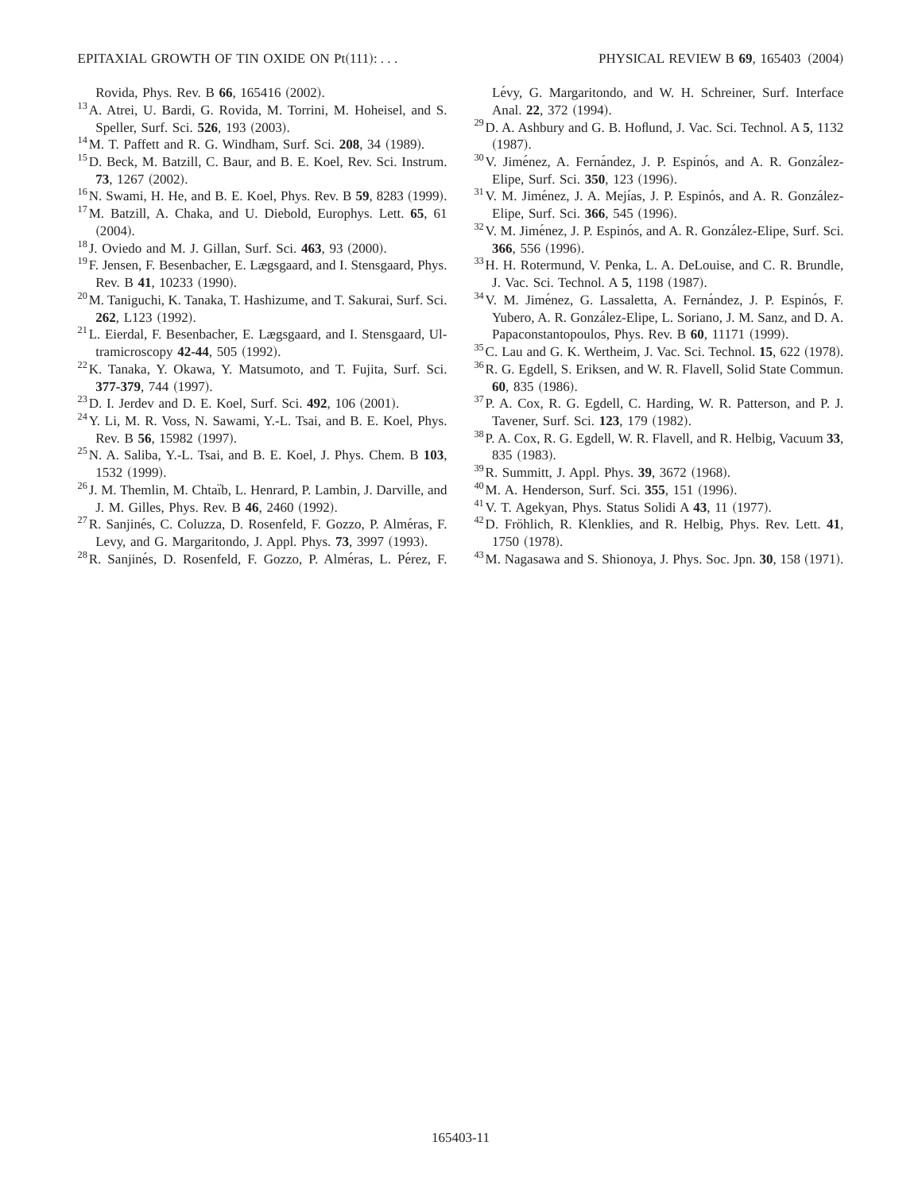Rovida, Phys. Rev. B **66**, 165416 (2002).

[13] A. Atrei, U. Bardi, G. Rovida, M. Torrini, M. Hoheisel, and S. Speller, Surf. Sci. **526**, 193 (2003).

[14] M. T. Paffett and R. G. Windham, Surf. Sci. **208**, 34 (1989).

[15] D. Beck, M. Batzill, C. Baur, and B. E. Koel, Rev. Sci. Instrum. **73**, 1267 (2002).

[16] N. Swami, H. He, and B. E. Koel, Phys. Rev. B **59**, 8283 (1999).

[17] M. Batzill, A. Chaka, and U. Diebold, Europhys. Lett. **65**, 61 (2004).

[18] J. Oviedo and M. J. Gillan, Surf. Sci. **463**, 93 (2000).

[19] F. Jensen, F. Besenbacher, E. Lægsgaard, and I. Stensgaard, Phys. Rev. B **41**, 10233 (1990).

[20] M. Taniguchi, K. Tanaka, T. Hashizume, and T. Sakurai, Surf. Sci. **262**, L123 (1992).

[21] L. Eierdal, F. Besenbacher, E. Lægsgaard, and I. Stensgaard, Ultramicroscopy **42-44**, 505 (1992).

[22] K. Tanaka, Y. Okawa, Y. Matsumoto, and T. Fujita, Surf. Sci. **377-379**, 744 (1997).

[23] D. I. Jerdev and D. E. Koel, Surf. Sci. **492**, 106 (2001).

[24] Y. Li, M. R. Voss, N. Sawami, Y.-L. Tsai, and B. E. Koel, Phys. Rev. B **56**, 15982 (1997).

[25] N. A. Saliba, Y.-L. Tsai, and B. E. Koel, J. Phys. Chem. B **103**, 1532 (1999).

[26] J. M. Themlin, M. Chtaïb, L. Henrard, P. Lambin, J. Darville, and J. M. Gilles, Phys. Rev. B **46**, 2460 (1992).

[27] R. Sanjinés, C. Coluzza, D. Rosenfeld, F. Gozzo, P. Alméras, F. Levy, and G. Margaritondo, J. Appl. Phys. **73**, 3997 (1993).

[28] R. Sanjinés, D. Rosenfeld, F. Gozzo, P. Alméras, L. Pérez, F. Lévy, G. Margaritondo, and W. H. Schreiner, Surf. Interface Anal. **22**, 372 (1994).

[29] D. A. Ashbury and G. B. Hoflund, J. Vac. Sci. Technol. A **5**, 1132 (1987).

[30] V. Jiménez, A. Fernández, J. P. Espinós, and A. R. González-Elipe, Surf. Sci. **350**, 123 (1996).

[31] V. M. Jiménez, J. A. Mejías, J. P. Espinós, and A. R. González-Elipe, Surf. Sci. **366**, 545 (1996).

[32] V. M. Jiménez, J. P. Espinós, and A. R. González-Elipe, Surf. Sci. **366**, 556 (1996).

[33] H. H. Rotermund, V. Penka, L. A. DeLouise, and C. R. Brundle, J. Vac. Sci. Technol. A **5**, 1198 (1987).

[34] V. M. Jiménez, G. Lassaletta, A. Fernández, J. P. Espinós, F. Yubero, A. R. González-Elipe, L. Soriano, J. M. Sanz, and D. A. Papaconstantopoulos, Phys. Rev. B **60**, 11171 (1999).

[35] C. Lau and G. K. Wertheim, J. Vac. Sci. Technol. **15**, 622 (1978).

[36] R. G. Egdell, S. Eriksen, and W. R. Flavell, Solid State Commun. **60**, 835 (1986).

[37] P. A. Cox, R. G. Egdell, C. Harding, W. R. Patterson, and P. J. Tavener, Surf. Sci. **123**, 179 (1982).

[38] P. A. Cox, R. G. Egdell, W. R. Flavell, and R. Helbig, Vacuum **33**, 835 (1983).

[39] R. Summitt, J. Appl. Phys. **39**, 3672 (1968).

[40] M. A. Henderson, Surf. Sci. **355**, 151 (1996).

[41] V. T. Agekyan, Phys. Status Solidi A **43**, 11 (1977).

[42] D. Fröhlich, R. Klenklies, and R. Helbig, Phys. Rev. Lett. **41**, 1750 (1978).

[43] M. Nagasawa and S. Shionoya, J. Phys. Soc. Jpn. **30**, 158 (1971).